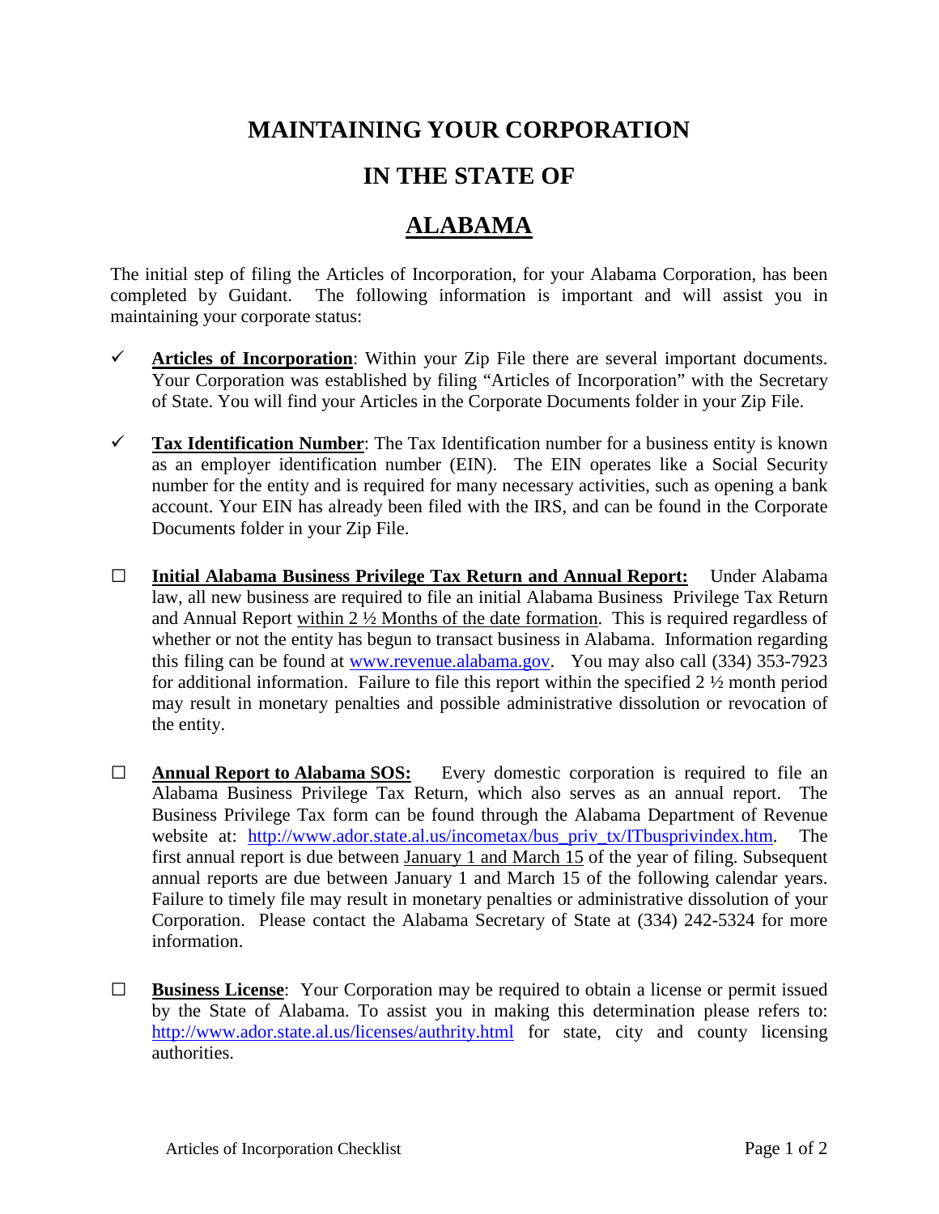# MAINTAINING YOUR CORPORATION

# IN THE STATE OF

# ALABAMA

The initial step of filing the Articles of Incorporation, for your Alabama Corporation, has been completed by Guidant. The following information is important and will assist you in maintaining your corporate status:

- ✓ **Articles of Incorporation**: Within your Zip File there are several important documents. Your Corporation was established by filing "Articles of Incorporation" with the Secretary of State. You will find your Articles in the Corporate Documents folder in your Zip File.

- ✓ **Tax Identification Number**: The Tax Identification number for a business entity is known as an employer identification number (EIN). The EIN operates like a Social Security number for the entity and is required for many necessary activities, such as opening a bank account. Your EIN has already been filed with the IRS, and can be found in the Corporate Documents folder in your Zip File.

- ☐ **Initial Alabama Business Privilege Tax Return and Annual Report:** Under Alabama law, all new business are required to file an initial Alabama Business Privilege Tax Return and Annual Report within 2 ½ Months of the date formation. This is required regardless of whether or not the entity has begun to transact business in Alabama. Information regarding this filing can be found at [www.revenue.alabama.gov](http://www.revenue.alabama.gov). You may also call (334) 353-7923 for additional information. Failure to file this report within the specified 2 ½ month period may result in monetary penalties and possible administrative dissolution or revocation of the entity.

- ☐ **Annual Report to Alabama SOS:** Every domestic corporation is required to file an Alabama Business Privilege Tax Return, which also serves as an annual report. The Business Privilege Tax form can be found through the Alabama Department of Revenue website at: [http://www.ador.state.al.us/incometax/bus_priv_tx/ITbusprivindex.htm](http://www.ador.state.al.us/incometax/bus_priv_tx/ITbusprivindex.htm). The first annual report is due between January 1 and March 15 of the year of filing. Subsequent annual reports are due between January 1 and March 15 of the following calendar years. Failure to timely file may result in monetary penalties or administrative dissolution of your Corporation. Please contact the Alabama Secretary of State at (334) 242-5324 for more information.

- ☐ **Business License**: Your Corporation may be required to obtain a license or permit issued by the State of Alabama. To assist you in making this determination please refers to: [http://www.ador.state.al.us/licenses/authrity.html](http://www.ador.state.al.us/licenses/authrity.html) for state, city and county licensing authorities.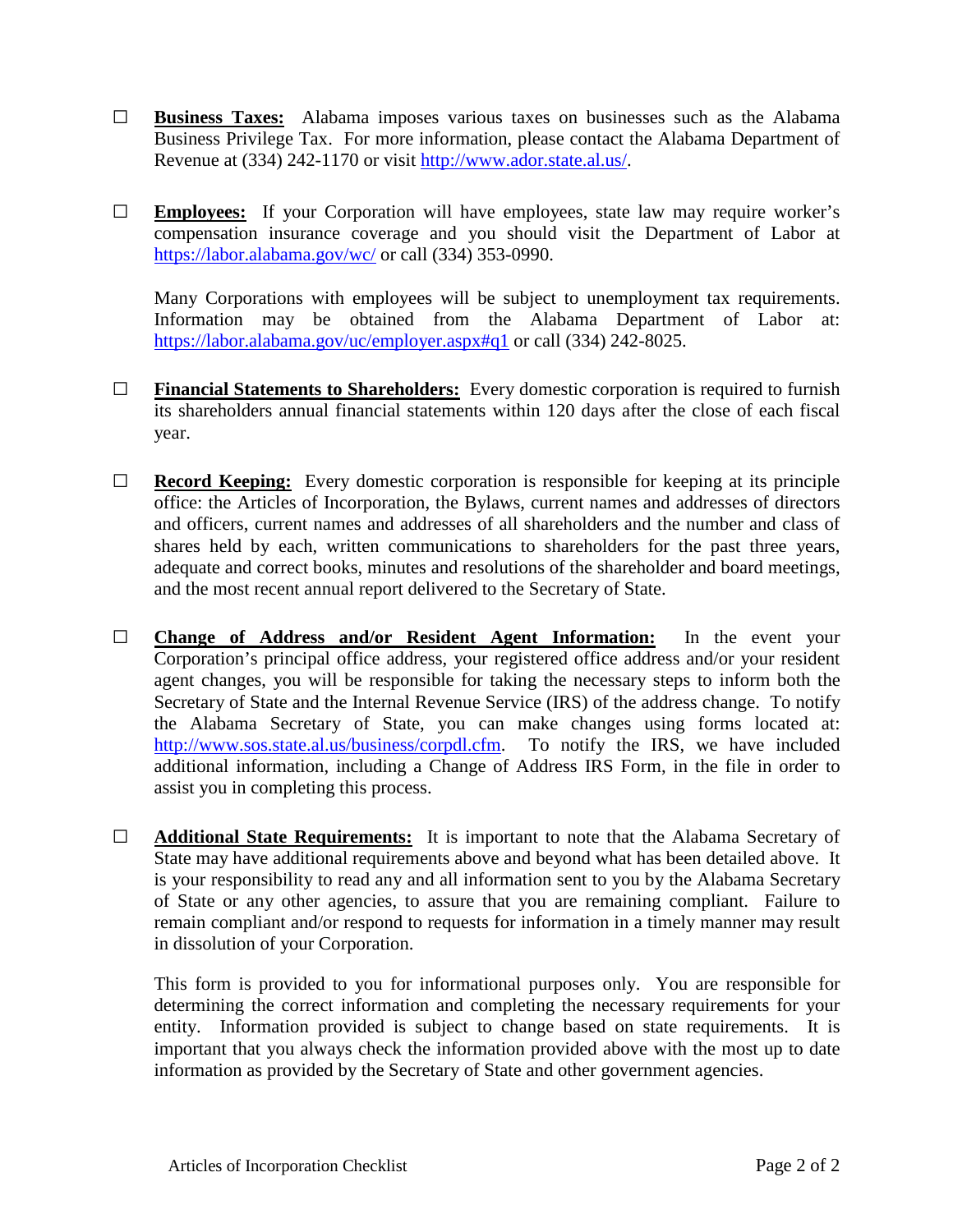- ☐ **Business Taxes:** Alabama imposes various taxes on businesses such as the Alabama Business Privilege Tax. For more information, please contact the Alabama Department of Revenue at (334) 242-1170 or visit http://www.ador.state.al.us/.

- ☐ **Employees:** If your Corporation will have employees, state law may require worker's compensation insurance coverage and you should visit the Department of Labor at https://labor.alabama.gov/wc/ or call (334) 353-0990.

  Many Corporations with employees will be subject to unemployment tax requirements. Information may be obtained from the Alabama Department of Labor at: https://labor.alabama.gov/uc/employer.aspx#q1 or call (334) 242-8025.

- ☐ **Financial Statements to Shareholders:** Every domestic corporation is required to furnish its shareholders annual financial statements within 120 days after the close of each fiscal year.

- ☐ **Record Keeping:** Every domestic corporation is responsible for keeping at its principle office: the Articles of Incorporation, the Bylaws, current names and addresses of directors and officers, current names and addresses of all shareholders and the number and class of shares held by each, written communications to shareholders for the past three years, adequate and correct books, minutes and resolutions of the shareholder and board meetings, and the most recent annual report delivered to the Secretary of State.

- ☐ **Change of Address and/or Resident Agent Information:** In the event your Corporation's principal office address, your registered office address and/or your resident agent changes, you will be responsible for taking the necessary steps to inform both the Secretary of State and the Internal Revenue Service (IRS) of the address change. To notify the Alabama Secretary of State, you can make changes using forms located at: http://www.sos.state.al.us/business/corpdl.cfm. To notify the IRS, we have included additional information, including a Change of Address IRS Form, in the file in order to assist you in completing this process.

- ☐ **Additional State Requirements:** It is important to note that the Alabama Secretary of State may have additional requirements above and beyond what has been detailed above. It is your responsibility to read any and all information sent to you by the Alabama Secretary of State or any other agencies, to assure that you are remaining compliant. Failure to remain compliant and/or respond to requests for information in a timely manner may result in dissolution of your Corporation.

  This form is provided to you for informational purposes only. You are responsible for determining the correct information and completing the necessary requirements for your entity. Information provided is subject to change based on state requirements. It is important that you always check the information provided above with the most up to date information as provided by the Secretary of State and other government agencies.